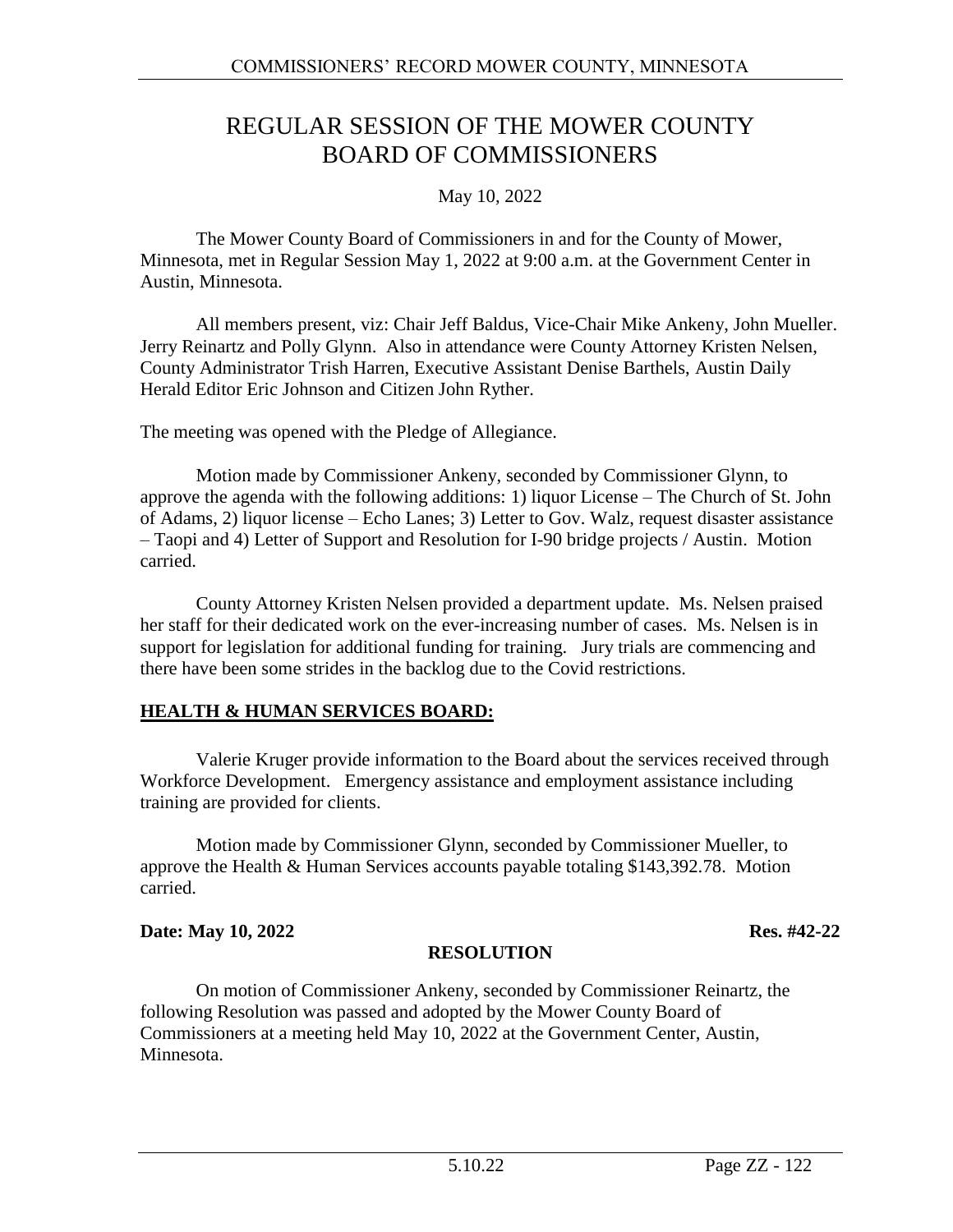# REGULAR SESSION OF THE MOWER COUNTY BOARD OF COMMISSIONERS

May 10, 2022

The Mower County Board of Commissioners in and for the County of Mower, Minnesota, met in Regular Session May 1, 2022 at 9:00 a.m. at the Government Center in Austin, Minnesota.

All members present, viz: Chair Jeff Baldus, Vice-Chair Mike Ankeny, John Mueller. Jerry Reinartz and Polly Glynn. Also in attendance were County Attorney Kristen Nelsen, County Administrator Trish Harren, Executive Assistant Denise Barthels, Austin Daily Herald Editor Eric Johnson and Citizen John Ryther.

The meeting was opened with the Pledge of Allegiance.

Motion made by Commissioner Ankeny, seconded by Commissioner Glynn, to approve the agenda with the following additions: 1) liquor License – The Church of St. John of Adams, 2) liquor license – Echo Lanes; 3) Letter to Gov. Walz, request disaster assistance – Taopi and 4) Letter of Support and Resolution for I-90 bridge projects / Austin. Motion carried.

County Attorney Kristen Nelsen provided a department update. Ms. Nelsen praised her staff for their dedicated work on the ever-increasing number of cases. Ms. Nelsen is in support for legislation for additional funding for training. Jury trials are commencing and there have been some strides in the backlog due to the Covid restrictions.

## HEALTH & HUMAN SERVICES BOARD:

Valerie Kruger provide information to the Board about the services received through Workforce Development. Emergency assistance and employment assistance including training are provided for clients.

Motion made by Commissioner Glynn, seconded by Commissioner Mueller, to approve the Health & Human Services accounts payable totaling $143,392.78. Motion carried.

**Date: May 10, 2022** **Res. #42-22**

**RESOLUTION**

On motion of Commissioner Ankeny, seconded by Commissioner Reinartz, the following Resolution was passed and adopted by the Mower County Board of Commissioners at a meeting held May 10, 2022 at the Government Center, Austin, Minnesota.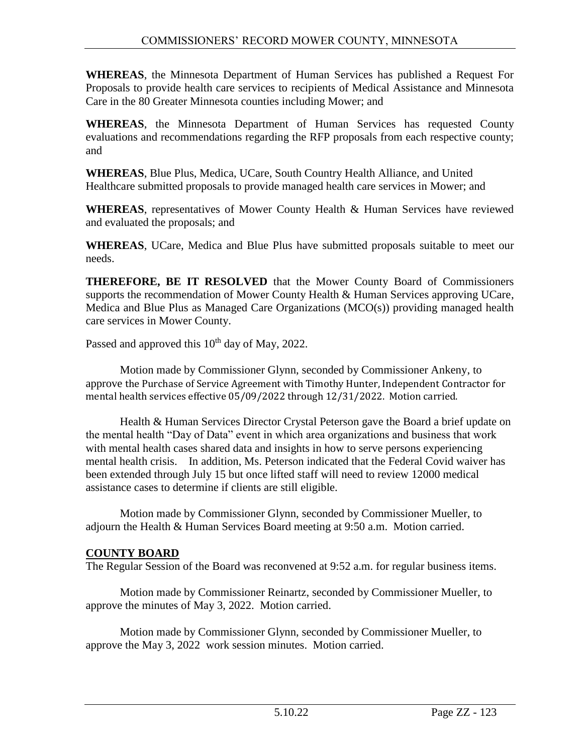**WHEREAS**, the Minnesota Department of Human Services has published a Request For Proposals to provide health care services to recipients of Medical Assistance and Minnesota Care in the 80 Greater Minnesota counties including Mower; and

**WHEREAS**, the Minnesota Department of Human Services has requested County evaluations and recommendations regarding the RFP proposals from each respective county; and

**WHEREAS**, Blue Plus, Medica, UCare, South Country Health Alliance, and United Healthcare submitted proposals to provide managed health care services in Mower; and

**WHEREAS**, representatives of Mower County Health & Human Services have reviewed and evaluated the proposals; and

**WHEREAS**, UCare, Medica and Blue Plus have submitted proposals suitable to meet our needs.

**THEREFORE, BE IT RESOLVED** that the Mower County Board of Commissioners supports the recommendation of Mower County Health & Human Services approving UCare, Medica and Blue Plus as Managed Care Organizations (MCO(s)) providing managed health care services in Mower County.

Passed and approved this 10th day of May, 2022.

Motion made by Commissioner Glynn, seconded by Commissioner Ankeny, to approve the Purchase of Service Agreement with Timothy Hunter, Independent Contractor for mental health services effective 05/09/2022 through 12/31/2022. Motion carried.

Health & Human Services Director Crystal Peterson gave the Board a brief update on the mental health "Day of Data" event in which area organizations and business that work with mental health cases shared data and insights in how to serve persons experiencing mental health crisis. In addition, Ms. Peterson indicated that the Federal Covid waiver has been extended through July 15 but once lifted staff will need to review 12000 medical assistance cases to determine if clients are still eligible.

Motion made by Commissioner Glynn, seconded by Commissioner Mueller, to adjourn the Health & Human Services Board meeting at 9:50 a.m. Motion carried.

## COUNTY BOARD

The Regular Session of the Board was reconvened at 9:52 a.m. for regular business items.

Motion made by Commissioner Reinartz, seconded by Commissioner Mueller, to approve the minutes of May 3, 2022. Motion carried.

Motion made by Commissioner Glynn, seconded by Commissioner Mueller, to approve the May 3, 2022 work session minutes. Motion carried.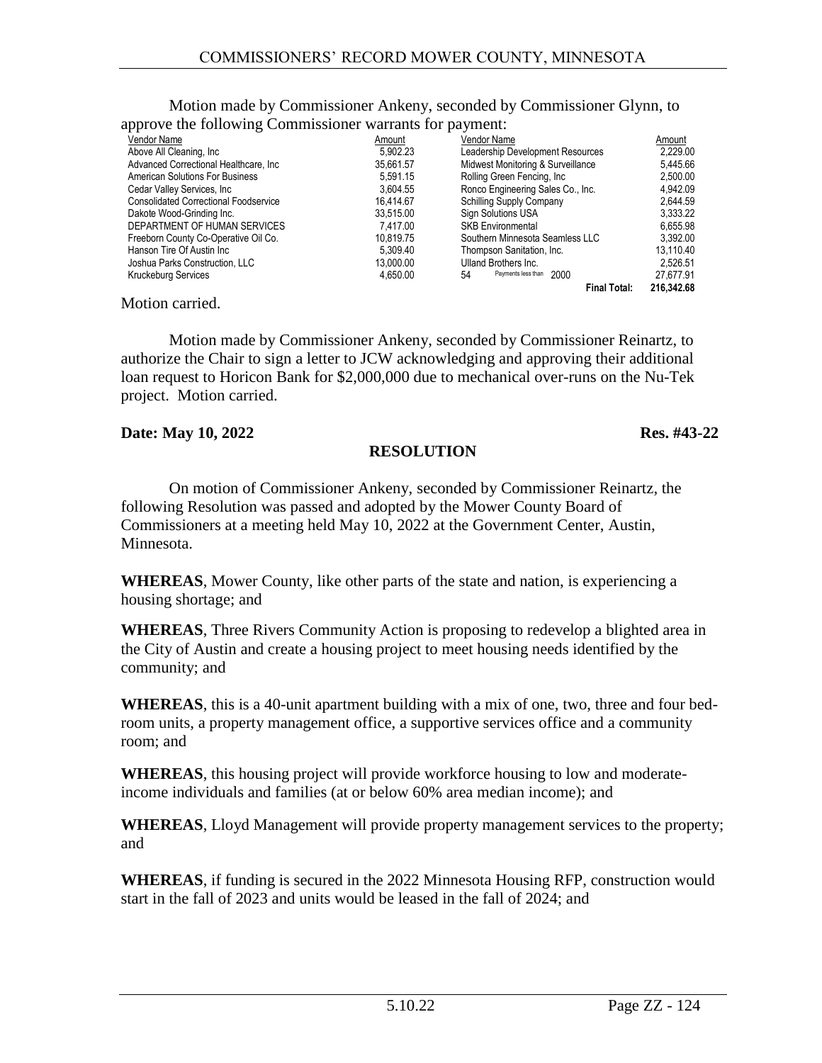Motion made by Commissioner Ankeny, seconded by Commissioner Glynn, to approve the following Commissioner warrants for payment:

| Vendor Name | Amount | Vendor Name | Amount |
|---|---|---|---|
| Above All Cleaning, Inc | 5,902.23 | Leadership Development Resources | 2,229.00 |
| Advanced Correctional Healthcare, Inc | 35,661.57 | Midwest Monitoring & Surveillance | 5,445.66 |
| American Solutions For Business | 5,591.15 | Rolling Green Fencing, Inc | 2,500.00 |
| Cedar Valley Services, Inc | 3,604.55 | Ronco Engineering Sales Co., Inc. | 4,942.09 |
| Consolidated Correctional Foodservice | 16,414.67 | Schilling Supply Company | 2,644.59 |
| Dakote Wood-Grinding Inc. | 33,515.00 | Sign Solutions USA | 3,333.22 |
| DEPARTMENT OF HUMAN SERVICES | 7,417.00 | SKB Environmental | 6,655.98 |
| Freeborn County Co-Operative Oil Co. | 10,819.75 | Southern Minnesota Seamless LLC | 3,392.00 |
| Hanson Tire Of Austin Inc | 5,309.40 | Thompson Sanitation, Inc. | 13,110.40 |
| Joshua Parks Construction, LLC | 13,000.00 | Ulland Brothers Inc. | 2,526.51 |
| Kruckeburg Services | 4,650.00 | 54 Payments less than 2000 | 27,677.91 |
| | | **Final Total:** | **216,342.68** |

Motion carried.

Motion made by Commissioner Ankeny, seconded by Commissioner Reinartz, to authorize the Chair to sign a letter to JCW acknowledging and approving their additional loan request to Horicon Bank for $2,000,000 due to mechanical over-runs on the Nu-Tek project. Motion carried.

**Date: May 10, 2022** **Res. #43-22**

**RESOLUTION**

On motion of Commissioner Ankeny, seconded by Commissioner Reinartz, the following Resolution was passed and adopted by the Mower County Board of Commissioners at a meeting held May 10, 2022 at the Government Center, Austin, Minnesota.

**WHEREAS**, Mower County, like other parts of the state and nation, is experiencing a housing shortage; and

**WHEREAS**, Three Rivers Community Action is proposing to redevelop a blighted area in the City of Austin and create a housing project to meet housing needs identified by the community; and

**WHEREAS**, this is a 40-unit apartment building with a mix of one, two, three and four bed-room units, a property management office, a supportive services office and a community room; and

**WHEREAS**, this housing project will provide workforce housing to low and moderate-income individuals and families (at or below 60% area median income); and

**WHEREAS**, Lloyd Management will provide property management services to the property; and

**WHEREAS**, if funding is secured in the 2022 Minnesota Housing RFP, construction would start in the fall of 2023 and units would be leased in the fall of 2024; and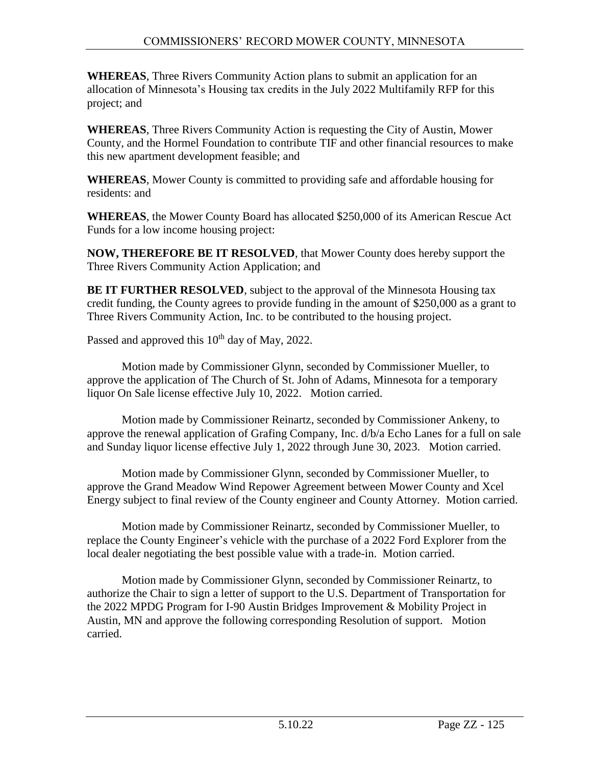**WHEREAS**, Three Rivers Community Action plans to submit an application for an allocation of Minnesota's Housing tax credits in the July 2022 Multifamily RFP for this project; and

**WHEREAS**, Three Rivers Community Action is requesting the City of Austin, Mower County, and the Hormel Foundation to contribute TIF and other financial resources to make this new apartment development feasible; and

**WHEREAS**, Mower County is committed to providing safe and affordable housing for residents: and

**WHEREAS**, the Mower County Board has allocated $250,000 of its American Rescue Act Funds for a low income housing project:

**NOW, THEREFORE BE IT RESOLVED**, that Mower County does hereby support the Three Rivers Community Action Application; and

**BE IT FURTHER RESOLVED**, subject to the approval of the Minnesota Housing tax credit funding, the County agrees to provide funding in the amount of $250,000 as a grant to Three Rivers Community Action, Inc. to be contributed to the housing project.

Passed and approved this 10th day of May, 2022.

Motion made by Commissioner Glynn, seconded by Commissioner Mueller, to approve the application of The Church of St. John of Adams, Minnesota for a temporary liquor On Sale license effective July 10, 2022. Motion carried.

Motion made by Commissioner Reinartz, seconded by Commissioner Ankeny, to approve the renewal application of Grafing Company, Inc. d/b/a Echo Lanes for a full on sale and Sunday liquor license effective July 1, 2022 through June 30, 2023. Motion carried.

Motion made by Commissioner Glynn, seconded by Commissioner Mueller, to approve the Grand Meadow Wind Repower Agreement between Mower County and Xcel Energy subject to final review of the County engineer and County Attorney. Motion carried.

Motion made by Commissioner Reinartz, seconded by Commissioner Mueller, to replace the County Engineer's vehicle with the purchase of a 2022 Ford Explorer from the local dealer negotiating the best possible value with a trade-in. Motion carried.

Motion made by Commissioner Glynn, seconded by Commissioner Reinartz, to authorize the Chair to sign a letter of support to the U.S. Department of Transportation for the 2022 MPDG Program for I-90 Austin Bridges Improvement & Mobility Project in Austin, MN and approve the following corresponding Resolution of support. Motion carried.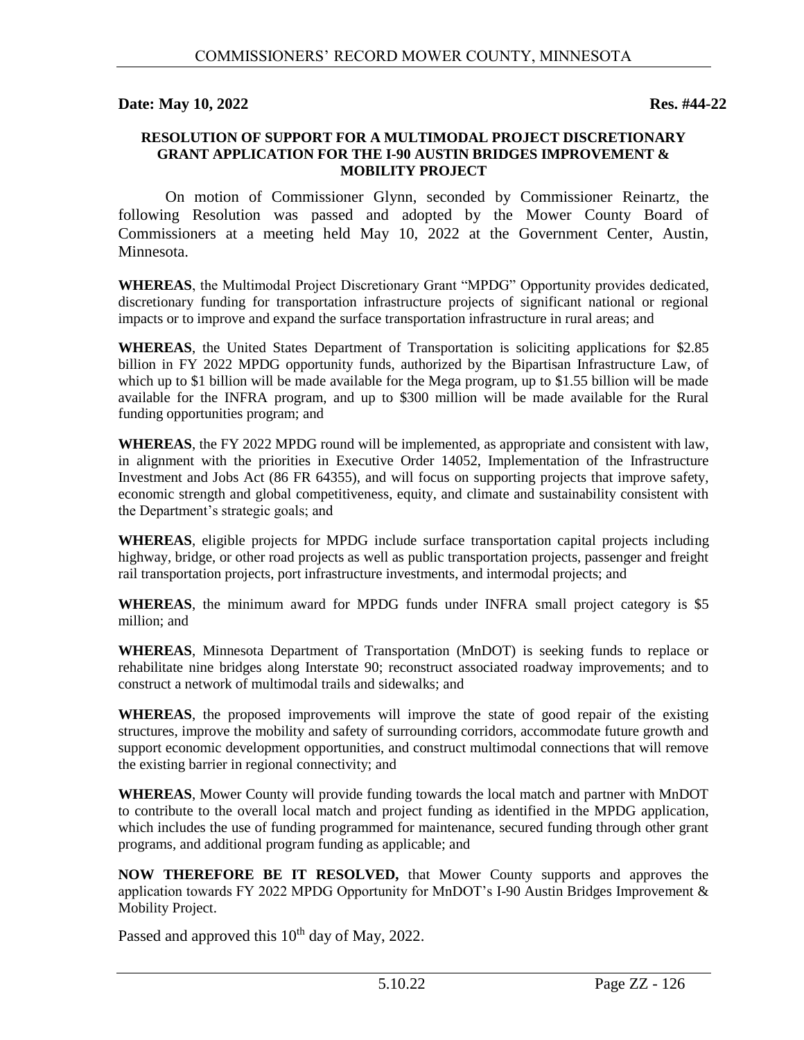**Date: May 10, 2022** **Res. #44-22**

**RESOLUTION OF SUPPORT FOR A MULTIMODAL PROJECT DISCRETIONARY GRANT APPLICATION FOR THE I-90 AUSTIN BRIDGES IMPROVEMENT & MOBILITY PROJECT**

On motion of Commissioner Glynn, seconded by Commissioner Reinartz, the following Resolution was passed and adopted by the Mower County Board of Commissioners at a meeting held May 10, 2022 at the Government Center, Austin, Minnesota.

**WHEREAS**, the Multimodal Project Discretionary Grant "MPDG" Opportunity provides dedicated, discretionary funding for transportation infrastructure projects of significant national or regional impacts or to improve and expand the surface transportation infrastructure in rural areas; and

**WHEREAS**, the United States Department of Transportation is soliciting applications for $2.85 billion in FY 2022 MPDG opportunity funds, authorized by the Bipartisan Infrastructure Law, of which up to $1 billion will be made available for the Mega program, up to $1.55 billion will be made available for the INFRA program, and up to $300 million will be made available for the Rural funding opportunities program; and

**WHEREAS**, the FY 2022 MPDG round will be implemented, as appropriate and consistent with law, in alignment with the priorities in Executive Order 14052, Implementation of the Infrastructure Investment and Jobs Act (86 FR 64355), and will focus on supporting projects that improve safety, economic strength and global competitiveness, equity, and climate and sustainability consistent with the Department's strategic goals; and

**WHEREAS**, eligible projects for MPDG include surface transportation capital projects including highway, bridge, or other road projects as well as public transportation projects, passenger and freight rail transportation projects, port infrastructure investments, and intermodal projects; and

**WHEREAS**, the minimum award for MPDG funds under INFRA small project category is $5 million; and

**WHEREAS**, Minnesota Department of Transportation (MnDOT) is seeking funds to replace or rehabilitate nine bridges along Interstate 90; reconstruct associated roadway improvements; and to construct a network of multimodal trails and sidewalks; and

**WHEREAS**, the proposed improvements will improve the state of good repair of the existing structures, improve the mobility and safety of surrounding corridors, accommodate future growth and support economic development opportunities, and construct multimodal connections that will remove the existing barrier in regional connectivity; and

**WHEREAS**, Mower County will provide funding towards the local match and partner with MnDOT to contribute to the overall local match and project funding as identified in the MPDG application, which includes the use of funding programmed for maintenance, secured funding through other grant programs, and additional program funding as applicable; and

**NOW THEREFORE BE IT RESOLVED,** that Mower County supports and approves the application towards FY 2022 MPDG Opportunity for MnDOT's I-90 Austin Bridges Improvement & Mobility Project.

Passed and approved this 10th day of May, 2022.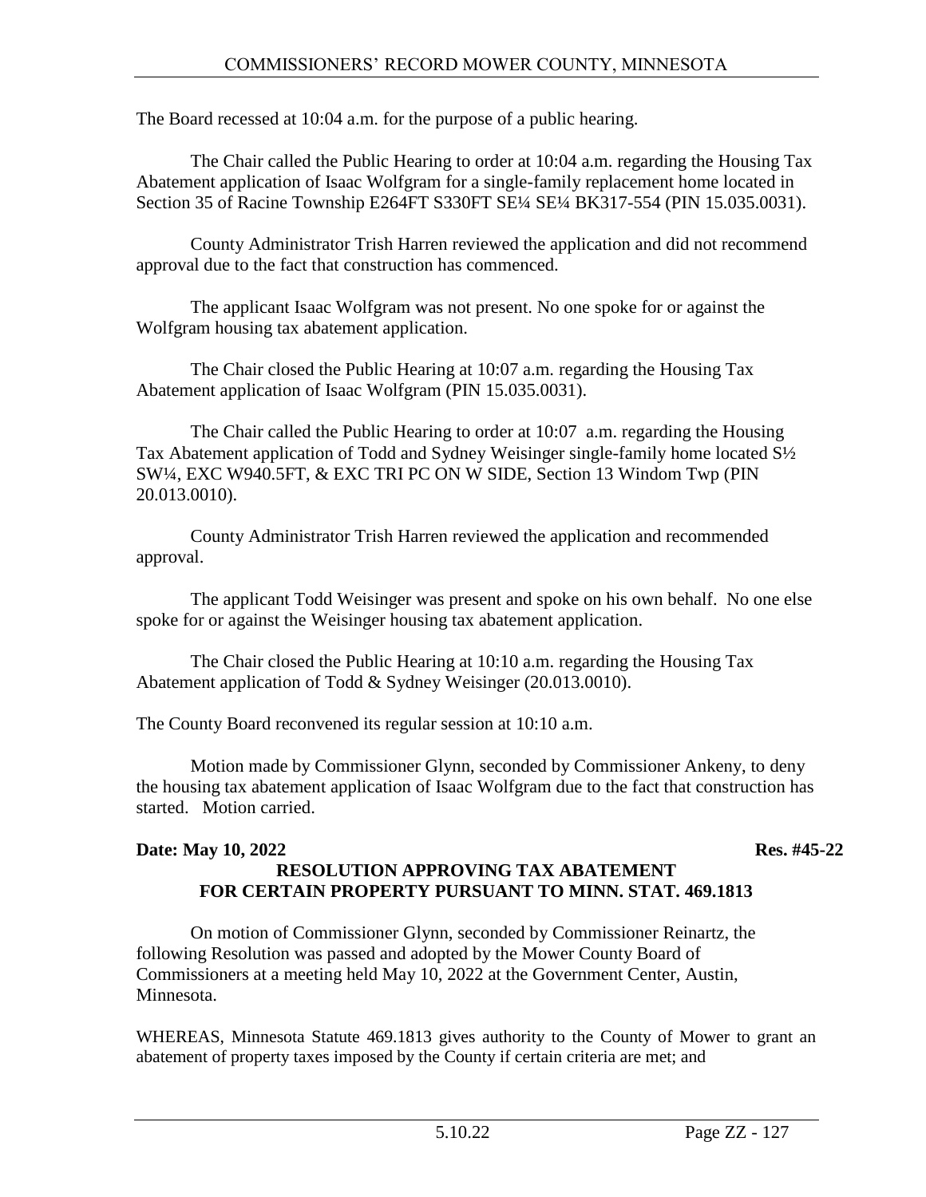The Board recessed at 10:04 a.m. for the purpose of a public hearing.

The Chair called the Public Hearing to order at 10:04 a.m. regarding the Housing Tax Abatement application of Isaac Wolfgram for a single-family replacement home located in Section 35 of Racine Township E264FT S330FT SE¼ SE¼ BK317-554 (PIN 15.035.0031).

County Administrator Trish Harren reviewed the application and did not recommend approval due to the fact that construction has commenced.

The applicant Isaac Wolfgram was not present. No one spoke for or against the Wolfgram housing tax abatement application.

The Chair closed the Public Hearing at 10:07 a.m. regarding the Housing Tax Abatement application of Isaac Wolfgram (PIN 15.035.0031).

The Chair called the Public Hearing to order at 10:07 a.m. regarding the Housing Tax Abatement application of Todd and Sydney Weisinger single-family home located S½ SW¼, EXC W940.5FT, & EXC TRI PC ON W SIDE, Section 13 Windom Twp (PIN 20.013.0010).

County Administrator Trish Harren reviewed the application and recommended approval.

The applicant Todd Weisinger was present and spoke on his own behalf. No one else spoke for or against the Weisinger housing tax abatement application.

The Chair closed the Public Hearing at 10:10 a.m. regarding the Housing Tax Abatement application of Todd & Sydney Weisinger (20.013.0010).

The County Board reconvened its regular session at 10:10 a.m.

Motion made by Commissioner Glynn, seconded by Commissioner Ankeny, to deny the housing tax abatement application of Isaac Wolfgram due to the fact that construction has started. Motion carried.

**Date: May 10, 2022** **Res. #45-22**

**RESOLUTION APPROVING TAX ABATEMENT FOR CERTAIN PROPERTY PURSUANT TO MINN. STAT. 469.1813**

On motion of Commissioner Glynn, seconded by Commissioner Reinartz, the following Resolution was passed and adopted by the Mower County Board of Commissioners at a meeting held May 10, 2022 at the Government Center, Austin, Minnesota.

WHEREAS, Minnesota Statute 469.1813 gives authority to the County of Mower to grant an abatement of property taxes imposed by the County if certain criteria are met; and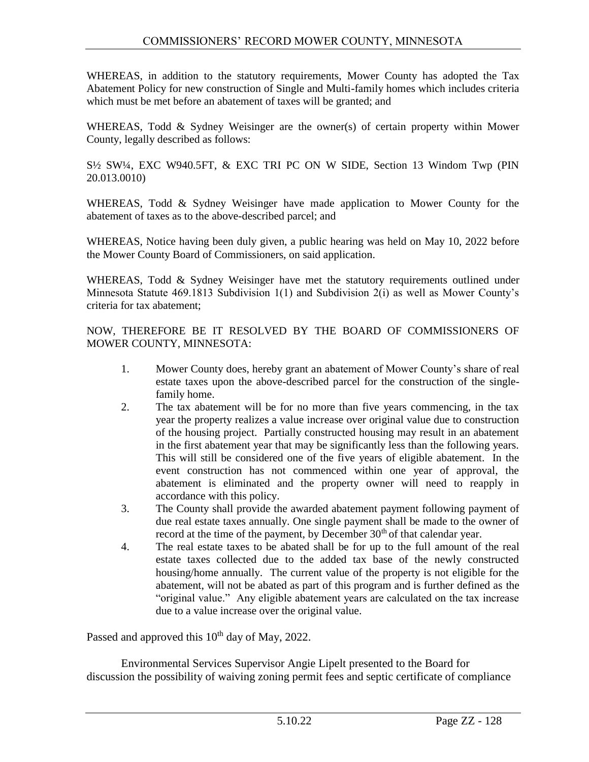WHEREAS, in addition to the statutory requirements, Mower County has adopted the Tax Abatement Policy for new construction of Single and Multi-family homes which includes criteria which must be met before an abatement of taxes will be granted; and

WHEREAS, Todd & Sydney Weisinger are the owner(s) of certain property within Mower County, legally described as follows:

S½ SW¼, EXC W940.5FT, & EXC TRI PC ON W SIDE, Section 13 Windom Twp (PIN 20.013.0010)

WHEREAS, Todd & Sydney Weisinger have made application to Mower County for the abatement of taxes as to the above-described parcel; and

WHEREAS, Notice having been duly given, a public hearing was held on May 10, 2022 before the Mower County Board of Commissioners, on said application.

WHEREAS, Todd & Sydney Weisinger have met the statutory requirements outlined under Minnesota Statute 469.1813 Subdivision 1(1) and Subdivision 2(i) as well as Mower County's criteria for tax abatement;

NOW, THEREFORE BE IT RESOLVED BY THE BOARD OF COMMISSIONERS OF MOWER COUNTY, MINNESOTA:

1. Mower County does, hereby grant an abatement of Mower County's share of real estate taxes upon the above-described parcel for the construction of the single-family home.
2. The tax abatement will be for no more than five years commencing, in the tax year the property realizes a value increase over original value due to construction of the housing project. Partially constructed housing may result in an abatement in the first abatement year that may be significantly less than the following years. This will still be considered one of the five years of eligible abatement. In the event construction has not commenced within one year of approval, the abatement is eliminated and the property owner will need to reapply in accordance with this policy.
3. The County shall provide the awarded abatement payment following payment of due real estate taxes annually. One single payment shall be made to the owner of record at the time of the payment, by December 30th of that calendar year.
4. The real estate taxes to be abated shall be for up to the full amount of the real estate taxes collected due to the added tax base of the newly constructed housing/home annually. The current value of the property is not eligible for the abatement, will not be abated as part of this program and is further defined as the "original value." Any eligible abatement years are calculated on the tax increase due to a value increase over the original value.

Passed and approved this 10th day of May, 2022.

Environmental Services Supervisor Angie Lipelt presented to the Board for discussion the possibility of waiving zoning permit fees and septic certificate of compliance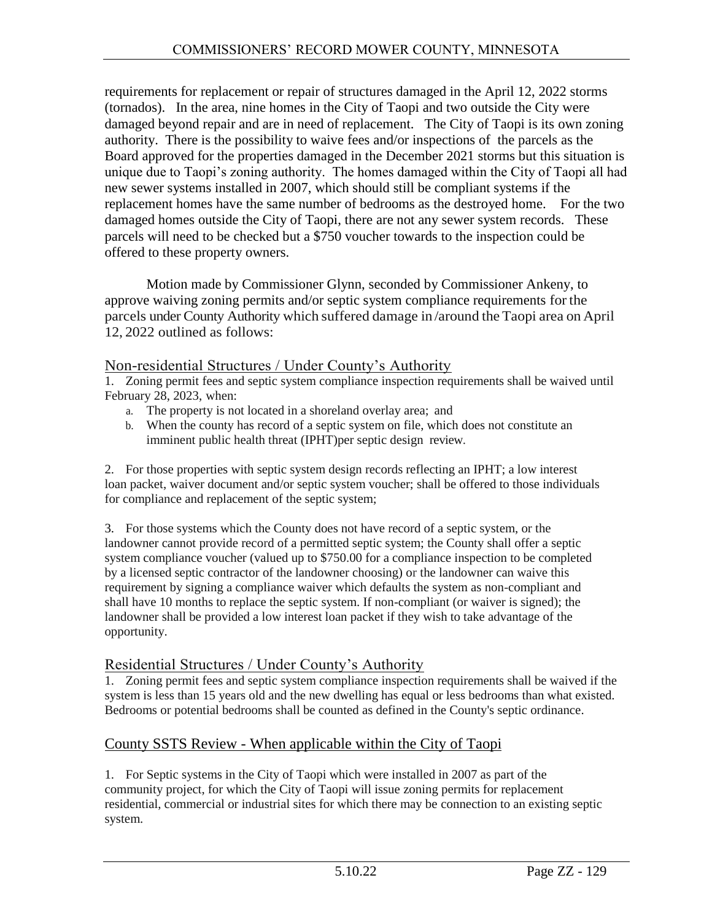requirements for replacement or repair of structures damaged in the April 12, 2022 storms (tornados). In the area, nine homes in the City of Taopi and two outside the City were damaged beyond repair and are in need of replacement. The City of Taopi is its own zoning authority. There is the possibility to waive fees and/or inspections of the parcels as the Board approved for the properties damaged in the December 2021 storms but this situation is unique due to Taopi's zoning authority. The homes damaged within the City of Taopi all had new sewer systems installed in 2007, which should still be compliant systems if the replacement homes have the same number of bedrooms as the destroyed home. For the two damaged homes outside the City of Taopi, there are not any sewer system records. These parcels will need to be checked but a $750 voucher towards to the inspection could be offered to these property owners.

Motion made by Commissioner Glynn, seconded by Commissioner Ankeny, to approve waiving zoning permits and/or septic system compliance requirements for the parcels under County Authority which suffered damage in /around the Taopi area on April 12, 2022 outlined as follows:

## Non-residential Structures / Under County's Authority

1. Zoning permit fees and septic system compliance inspection requirements shall be waived until February 28, 2023, when:
   a. The property is not located in a shoreland overlay area; and
   b. When the county has record of a septic system on file, which does not constitute an imminent public health threat (IPHT)per septic design review.

2. For those properties with septic system design records reflecting an IPHT; a low interest loan packet, waiver document and/or septic system voucher; shall be offered to those individuals for compliance and replacement of the septic system;

3. For those systems which the County does not have record of a septic system, or the landowner cannot provide record of a permitted septic system; the County shall offer a septic system compliance voucher (valued up to $750.00 for a compliance inspection to be completed by a licensed septic contractor of the landowner choosing) or the landowner can waive this requirement by signing a compliance waiver which defaults the system as non-compliant and shall have 10 months to replace the septic system. If non-compliant (or waiver is signed); the landowner shall be provided a low interest loan packet if they wish to take advantage of the opportunity.

## Residential Structures / Under County's Authority

1. Zoning permit fees and septic system compliance inspection requirements shall be waived if the system is less than 15 years old and the new dwelling has equal or less bedrooms than what existed. Bedrooms or potential bedrooms shall be counted as defined in the County's septic ordinance.

## County SSTS Review - When applicable within the City of Taopi

1. For Septic systems in the City of Taopi which were installed in 2007 as part of the community project, for which the City of Taopi will issue zoning permits for replacement residential, commercial or industrial sites for which there may be connection to an existing septic system.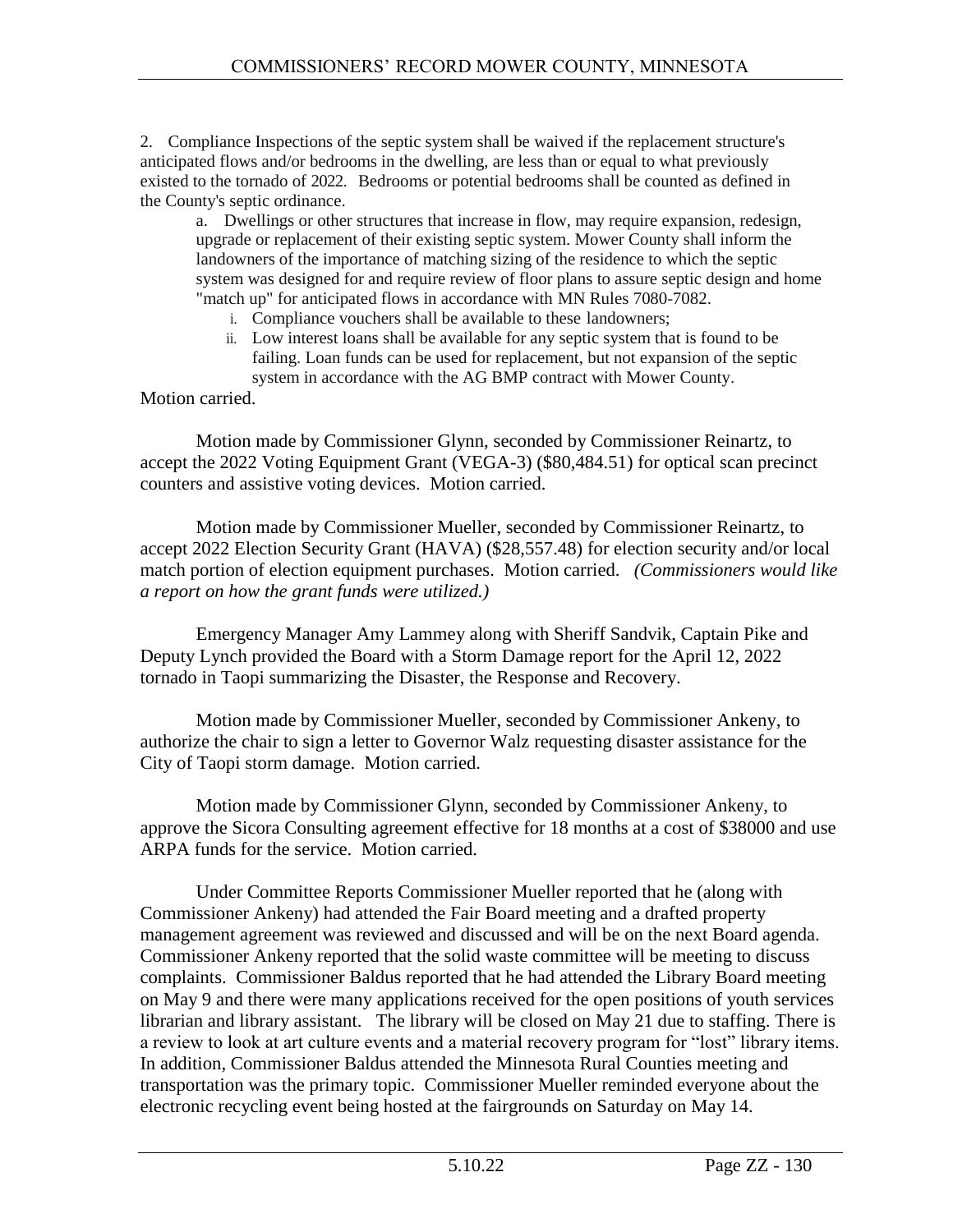2. Compliance Inspections of the septic system shall be waived if the replacement structure's anticipated flows and/or bedrooms in the dwelling, are less than or equal to what previously existed to the tornado of 2022. Bedrooms or potential bedrooms shall be counted as defined in the County's septic ordinance.

   a. Dwellings or other structures that increase in flow, may require expansion, redesign, upgrade or replacement of their existing septic system. Mower County shall inform the landowners of the importance of matching sizing of the residence to which the septic system was designed for and require review of floor plans to assure septic design and home "match up" for anticipated flows in accordance with MN Rules 7080-7082.

      i. Compliance vouchers shall be available to these landowners;

      ii. Low interest loans shall be available for any septic system that is found to be failing. Loan funds can be used for replacement, but not expansion of the septic system in accordance with the AG BMP contract with Mower County.

Motion carried.

Motion made by Commissioner Glynn, seconded by Commissioner Reinartz, to accept the 2022 Voting Equipment Grant (VEGA-3) ($80,484.51) for optical scan precinct counters and assistive voting devices. Motion carried.

Motion made by Commissioner Mueller, seconded by Commissioner Reinartz, to accept 2022 Election Security Grant (HAVA) ($28,557.48) for election security and/or local match portion of election equipment purchases. Motion carried. *(Commissioners would like a report on how the grant funds were utilized.)*

Emergency Manager Amy Lammey along with Sheriff Sandvik, Captain Pike and Deputy Lynch provided the Board with a Storm Damage report for the April 12, 2022 tornado in Taopi summarizing the Disaster, the Response and Recovery.

Motion made by Commissioner Mueller, seconded by Commissioner Ankeny, to authorize the chair to sign a letter to Governor Walz requesting disaster assistance for the City of Taopi storm damage. Motion carried.

Motion made by Commissioner Glynn, seconded by Commissioner Ankeny, to approve the Sicora Consulting agreement effective for 18 months at a cost of $38000 and use ARPA funds for the service. Motion carried.

Under Committee Reports Commissioner Mueller reported that he (along with Commissioner Ankeny) had attended the Fair Board meeting and a drafted property management agreement was reviewed and discussed and will be on the next Board agenda. Commissioner Ankeny reported that the solid waste committee will be meeting to discuss complaints. Commissioner Baldus reported that he had attended the Library Board meeting on May 9 and there were many applications received for the open positions of youth services librarian and library assistant. The library will be closed on May 21 due to staffing. There is a review to look at art culture events and a material recovery program for "lost" library items. In addition, Commissioner Baldus attended the Minnesota Rural Counties meeting and transportation was the primary topic. Commissioner Mueller reminded everyone about the electronic recycling event being hosted at the fairgrounds on Saturday on May 14.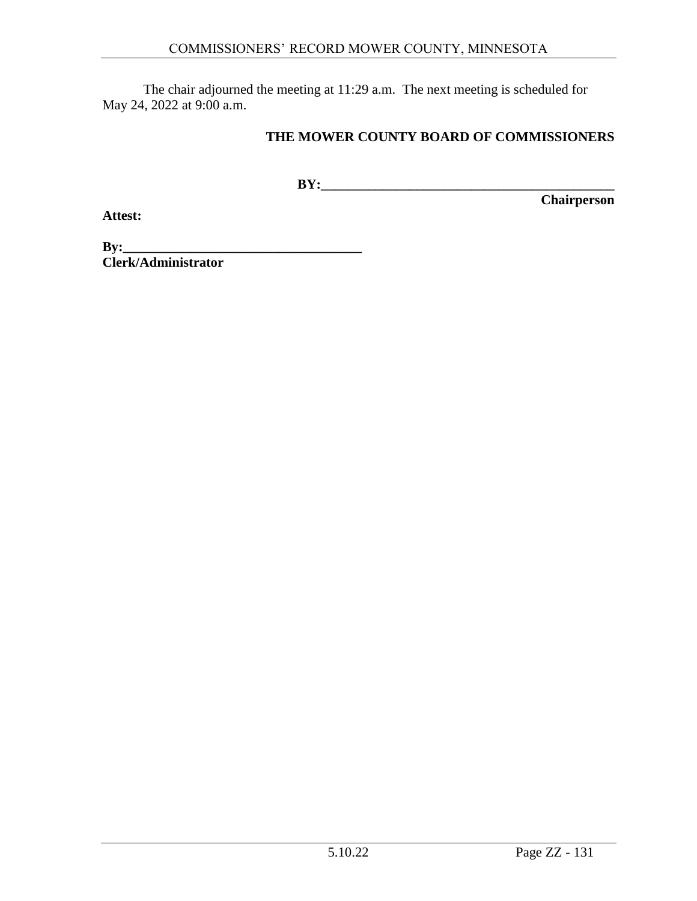The chair adjourned the meeting at 11:29 a.m. The next meeting is scheduled for May 24, 2022 at 9:00 a.m.

**THE MOWER COUNTY BOARD OF COMMISSIONERS**

**BY:\_\_\_\_\_\_\_\_\_\_\_\_\_\_\_\_\_\_\_\_\_\_\_\_\_\_\_\_\_\_\_\_\_\_\_\_\_\_\_\_\_\_\_\_**
**Chairperson**

**Attest:**

**By:\_\_\_\_\_\_\_\_\_\_\_\_\_\_\_\_\_\_\_\_\_\_\_\_\_\_\_\_\_\_\_\_\_\_\_\_**
**Clerk/Administrator**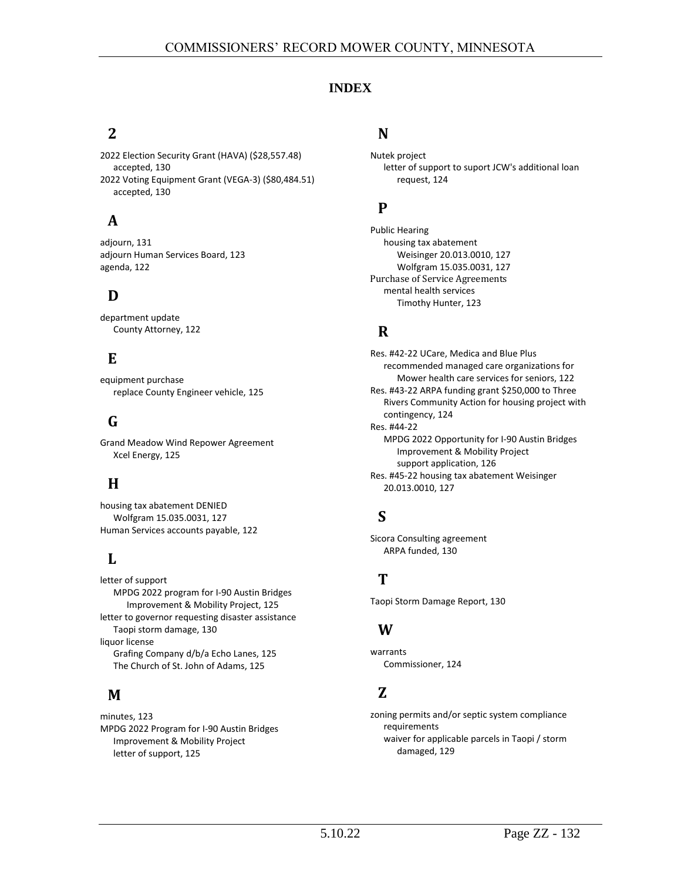# INDEX

## 2

2022 Election Security Grant (HAVA) ($28,557.48)
    accepted, 130
2022 Voting Equipment Grant (VEGA-3) ($80,484.51)
    accepted, 130

## A

adjourn, 131
adjourn Human Services Board, 123
agenda, 122

## D

department update
    County Attorney, 122

## E

equipment purchase
    replace County Engineer vehicle, 125

## G

Grand Meadow Wind Repower Agreement
    Xcel Energy, 125

## H

housing tax abatement DENIED
    Wolfgram 15.035.0031, 127
Human Services accounts payable, 122

## L

letter of support
    MPDG 2022 program for I-90 Austin Bridges
        Improvement & Mobility Project, 125
letter to governor requesting disaster assistance
    Taopi storm damage, 130
liquor license
    Grafing Company d/b/a Echo Lanes, 125
    The Church of St. John of Adams, 125

## M

minutes, 123
MPDG 2022 Program for I-90 Austin Bridges
    Improvement & Mobility Project
    letter of support, 125

## N

Nutek project
    letter of support to suport JCW's additional loan
        request, 124

## P

Public Hearing
    housing tax abatement
        Weisinger 20.013.0010, 127
        Wolfgram 15.035.0031, 127
Purchase of Service Agreements
    mental health services
        Timothy Hunter, 123

## R

Res. #42-22 UCare, Medica and Blue Plus
    recommended managed care organizations for
        Mower health care services for seniors, 122
Res. #43-22 ARPA funding grant $250,000 to Three
    Rivers Community Action for housing project with
    contingency, 124
Res. #44-22
    MPDG 2022 Opportunity for I-90 Austin Bridges
        Improvement & Mobility Project
        support application, 126
Res. #45-22 housing tax abatement Weisinger
    20.013.0010, 127

## S

Sicora Consulting agreement
    ARPA funded, 130

## T

Taopi Storm Damage Report, 130

## W

warrants
    Commissioner, 124

## Z

zoning permits and/or septic system compliance
    requirements
    waiver for applicable parcels in Taopi / storm
        damaged, 129